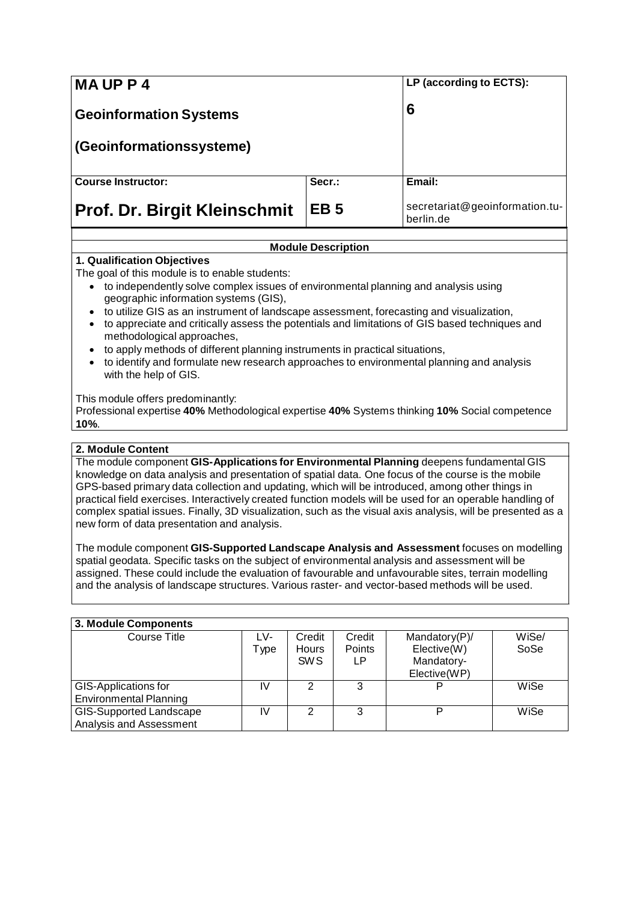| **MA UP P 4**<br><br>**Geoinformation Systems**<br><br>**(Geoinformationssysteme)** | | **LP (according to ECTS):**<br><br>**6** |
|---|---|---|
| **Course Instructor:**<br><br>**Prof. Dr. Birgit Kleinschmit** | **Secr.:**<br><br>**EB 5** | **Email:**<br><br>secretariat@geoinformation.tu-berlin.de |

**Module Description**

**1. Qualification Objectives**

The goal of this module is to enable students:

- to independently solve complex issues of environmental planning and analysis using geographic information systems (GIS),
- to utilize GIS as an instrument of landscape assessment, forecasting and visualization,
- to appreciate and critically assess the potentials and limitations of GIS based techniques and methodological approaches,
- to apply methods of different planning instruments in practical situations,
- to identify and formulate new research approaches to environmental planning and analysis with the help of GIS.

This module offers predominantly:
Professional expertise **40%** Methodological expertise **40%** Systems thinking **10%** Social competence **10%**.

**2. Module Content**

The module component **GIS-Applications for Environmental Planning** deepens fundamental GIS knowledge on data analysis and presentation of spatial data. One focus of the course is the mobile GPS-based primary data collection and updating, which will be introduced, among other things in practical field exercises. Interactively created function models will be used for an operable handling of complex spatial issues. Finally, 3D visualization, such as the visual axis analysis, will be presented as a new form of data presentation and analysis.

The module component **GIS-Supported Landscape Analysis and Assessment** focuses on modelling spatial geodata. Specific tasks on the subject of environmental analysis and assessment will be assigned. These could include the evaluation of favourable and unfavourable sites, terrain modelling and the analysis of landscape structures. Various raster- and vector-based methods will be used.

**3. Module Components**

| Course Title | LV-Type | Credit Hours SWS | Credit Points LP | Mandatory(P)/ Elective(W) Mandatory-Elective(WP) | WiSe/ SoSe |
|---|---|---|---|---|---|
| GIS-Applications for Environmental Planning | IV | 2 | 3 | P | WiSe |
| GIS-Supported Landscape Analysis and Assessment | IV | 2 | 3 | P | WiSe |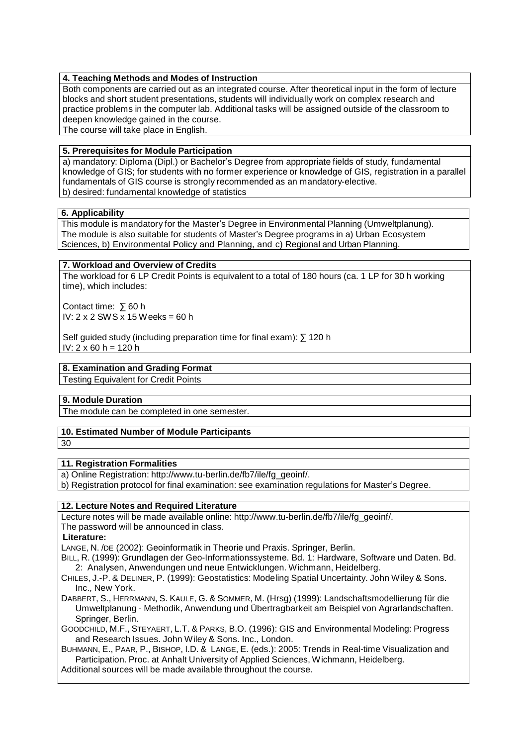### 4. Teaching Methods and Modes of Instruction

Both components are carried out as an integrated course. After theoretical input in the form of lecture blocks and short student presentations, students will individually work on complex research and practice problems in the computer lab. Additional tasks will be assigned outside of the classroom to deepen knowledge gained in the course.
The course will take place in English.

### 5. Prerequisites for Module Participation

a) mandatory: Diploma (Dipl.) or Bachelor's Degree from appropriate fields of study, fundamental knowledge of GIS; for students with no former experience or knowledge of GIS, registration in a parallel fundamentals of GIS course is strongly recommended as an mandatory-elective.
b) desired: fundamental knowledge of statistics

### 6. Applicability

This module is mandatory for the Master's Degree in Environmental Planning (Umweltplanung).
The module is also suitable for students of Master's Degree programs in a) Urban Ecosystem Sciences, b) Environmental Policy and Planning, and c) Regional and Urban Planning.

### 7. Workload and Overview of Credits

The workload for 6 LP Credit Points is equivalent to a total of 180 hours (ca. 1 LP for 30 h working time), which includes:

Contact time: ∑ 60 h
IV: 2 x 2 SWS x 15 Weeks = 60 h

Self guided study (including preparation time for final exam): ∑ 120 h
IV: 2 x 60 h = 120 h

### 8. Examination and Grading Format

Testing Equivalent for Credit Points

### 9. Module Duration

The module can be completed in one semester.

### 10. Estimated Number of Module Participants

30

### 11. Registration Formalities

a) Online Registration: http://www.tu-berlin.de/fb7/ile/fg_geoinf/.
b) Registration protocol for final examination: see examination regulations for Master's Degree.

### 12. Lecture Notes and Required Literature

Lecture notes will be made available online: http://www.tu-berlin.de/fb7/ile/fg_geoinf/.
The password will be announced in class.

**Literature:**

LANGE, N. /DE (2002): Geoinformatik in Theorie und Praxis. Springer, Berlin.

BILL, R. (1999): Grundlagen der Geo-Informationssysteme. Bd. 1: Hardware, Software und Daten. Bd. 2: Analysen, Anwendungen und neue Entwicklungen. Wichmann, Heidelberg.

CHILES, J.-P. & DELINER, P. (1999): Geostatistics: Modeling Spatial Uncertainty. John Wiley & Sons. Inc., New York.

DABBERT, S., HERRMANN, S. KAULE, G. & SOMMER, M. (Hrsg) (1999): Landschaftsmodellierung für die Umweltplanung - Methodik, Anwendung und Übertragbarkeit am Beispiel von Agrarlandschaften. Springer, Berlin.

GOODCHILD, M.F., STEYAERT, L.T. & PARKS, B.O. (1996): GIS and Environmental Modeling: Progress and Research Issues. John Wiley & Sons. Inc., London.

BUHMANN, E., PAAR, P., BISHOP, I.D. & LANGE, E. (eds.): 2005: Trends in Real-time Visualization and Participation. Proc. at Anhalt University of Applied Sciences, Wichmann, Heidelberg.

Additional sources will be made available throughout the course.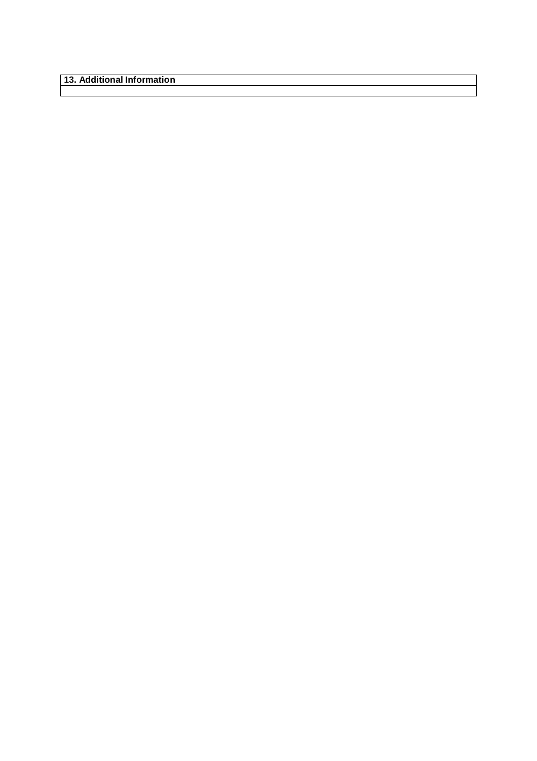| 13. Additional Information |
| --- |
| |